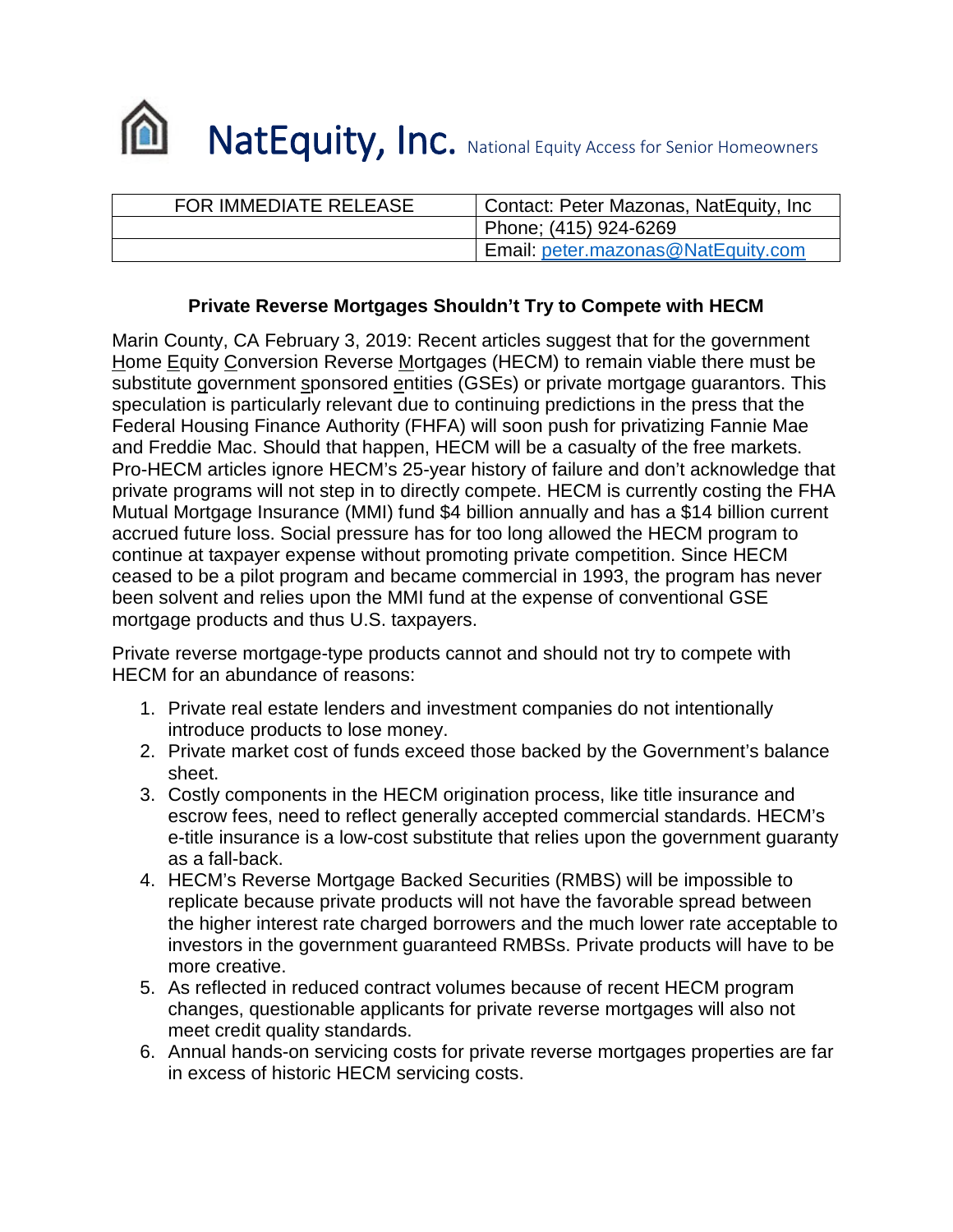NatEquity, Inc. National Equity Access for Senior Homeowners

| FOR IMMEDIATE RELEASE | Contact: Peter Mazonas, NatEquity, Inc |
| --- | --- |
| | Phone; (415) 924-6269 |
| | Email: peter.mazonas@NatEquity.com |

**Private Reverse Mortgages Shouldn't Try to Compete with HECM**

Marin County, CA February 3, 2019: Recent articles suggest that for the government Home Equity Conversion Reverse Mortgages (HECM) to remain viable there must be substitute government sponsored entities (GSEs) or private mortgage guarantors. This speculation is particularly relevant due to continuing predictions in the press that the Federal Housing Finance Authority (FHFA) will soon push for privatizing Fannie Mae and Freddie Mac. Should that happen, HECM will be a casualty of the free markets. Pro-HECM articles ignore HECM's 25-year history of failure and don't acknowledge that private programs will not step in to directly compete. HECM is currently costing the FHA Mutual Mortgage Insurance (MMI) fund $4 billion annually and has a $14 billion current accrued future loss. Social pressure has for too long allowed the HECM program to continue at taxpayer expense without promoting private competition. Since HECM ceased to be a pilot program and became commercial in 1993, the program has never been solvent and relies upon the MMI fund at the expense of conventional GSE mortgage products and thus U.S. taxpayers.

Private reverse mortgage-type products cannot and should not try to compete with HECM for an abundance of reasons:

1. Private real estate lenders and investment companies do not intentionally introduce products to lose money.
2. Private market cost of funds exceed those backed by the Government's balance sheet.
3. Costly components in the HECM origination process, like title insurance and escrow fees, need to reflect generally accepted commercial standards. HECM's e-title insurance is a low-cost substitute that relies upon the government guaranty as a fall-back.
4. HECM's Reverse Mortgage Backed Securities (RMBS) will be impossible to replicate because private products will not have the favorable spread between the higher interest rate charged borrowers and the much lower rate acceptable to investors in the government guaranteed RMBSs. Private products will have to be more creative.
5. As reflected in reduced contract volumes because of recent HECM program changes, questionable applicants for private reverse mortgages will also not meet credit quality standards.
6. Annual hands-on servicing costs for private reverse mortgages properties are far in excess of historic HECM servicing costs.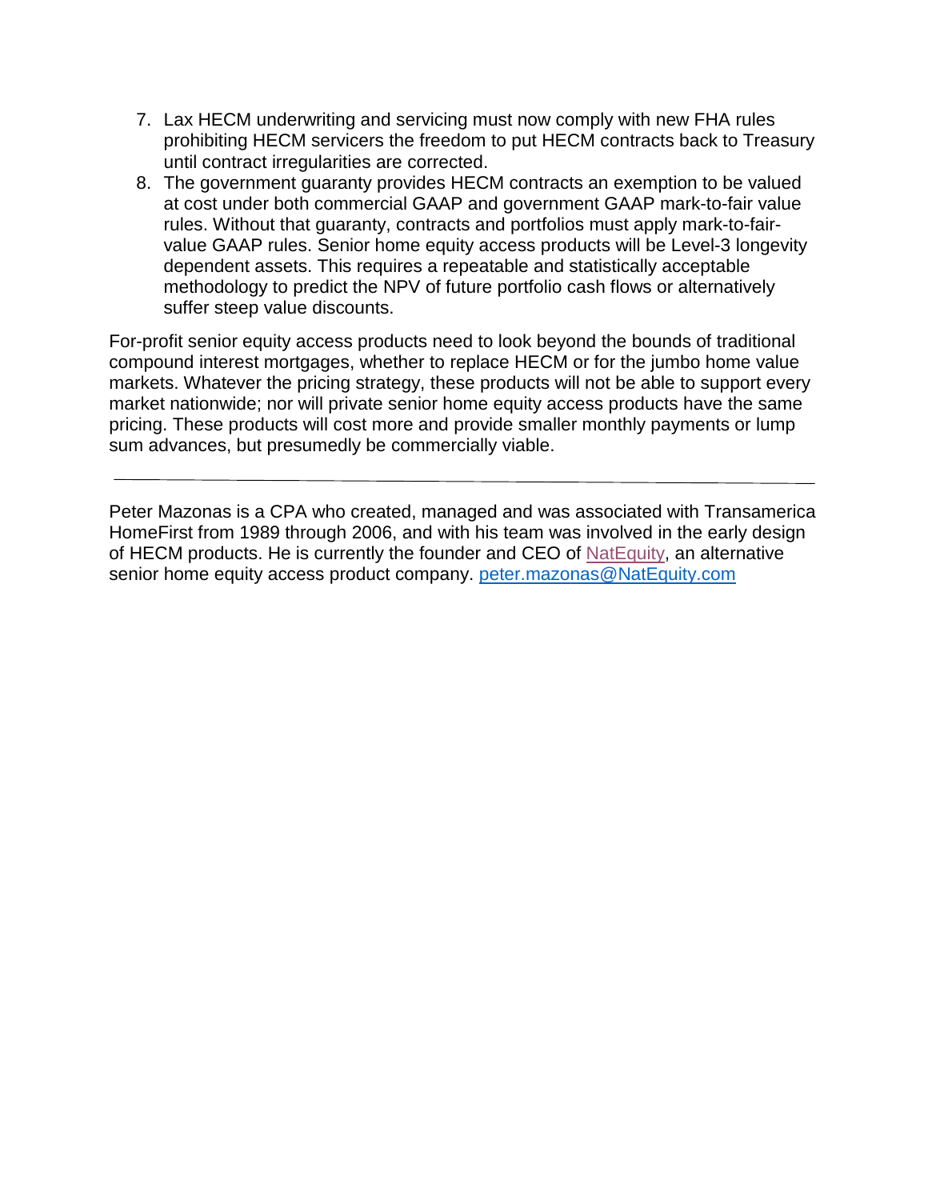7. Lax HECM underwriting and servicing must now comply with new FHA rules prohibiting HECM servicers the freedom to put HECM contracts back to Treasury until contract irregularities are corrected.
8. The government guaranty provides HECM contracts an exemption to be valued at cost under both commercial GAAP and government GAAP mark-to-fair value rules. Without that guaranty, contracts and portfolios must apply mark-to-fair-value GAAP rules. Senior home equity access products will be Level-3 longevity dependent assets. This requires a repeatable and statistically acceptable methodology to predict the NPV of future portfolio cash flows or alternatively suffer steep value discounts.

For-profit senior equity access products need to look beyond the bounds of traditional compound interest mortgages, whether to replace HECM or for the jumbo home value markets. Whatever the pricing strategy, these products will not be able to support every market nationwide; nor will private senior home equity access products have the same pricing. These products will cost more and provide smaller monthly payments or lump sum advances, but presumedly be commercially viable.

---

Peter Mazonas is a CPA who created, managed and was associated with Transamerica HomeFirst from 1989 through 2006, and with his team was involved in the early design of HECM products. He is currently the founder and CEO of NatEquity, an alternative senior home equity access product company. peter.mazonas@NatEquity.com